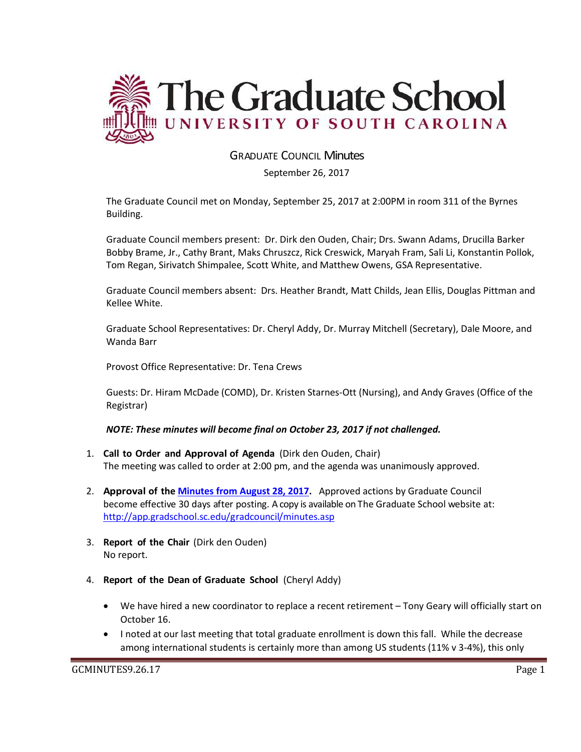# The Graduate School
## UNIVERSITY OF SOUTH CAROLINA

### GRADUATE COUNCIL Minutes

September 26, 2017

The Graduate Council met on Monday, September 25, 2017 at 2:00PM in room 311 of the Byrnes Building.

Graduate Council members present: Dr. Dirk den Ouden, Chair; Drs. Swann Adams, Drucilla Barker Bobby Brame, Jr., Cathy Brant, Maks Chruszcz, Rick Creswick, Maryah Fram, Sali Li, Konstantin Pollok, Tom Regan, Sirivatch Shimpalee, Scott White, and Matthew Owens, GSA Representative.

Graduate Council members absent: Drs. Heather Brandt, Matt Childs, Jean Ellis, Douglas Pittman and Kellee White.

Graduate School Representatives: Dr. Cheryl Addy, Dr. Murray Mitchell (Secretary), Dale Moore, and Wanda Barr

Provost Office Representative: Dr. Tena Crews

Guests: Dr. Hiram McDade (COMD), Dr. Kristen Starnes-Ott (Nursing), and Andy Graves (Office of the Registrar)

***NOTE: These minutes will become final on October 23, 2017 if not challenged.***

1. **Call to Order and Approval of Agenda** (Dirk den Ouden, Chair)
   The meeting was called to order at 2:00 pm, and the agenda was unanimously approved.

2. **Approval of the Minutes from August 28, 2017.** Approved actions by Graduate Council become effective 30 days after posting. A copy is available on The Graduate School website at: http://app.gradschool.sc.edu/gradcouncil/minutes.asp

3. **Report of the Chair** (Dirk den Ouden)
   No report.

4. **Report of the Dean of Graduate School** (Cheryl Addy)

   - We have hired a new coordinator to replace a recent retirement – Tony Geary will officially start on October 16.
   - I noted at our last meeting that total graduate enrollment is down this fall. While the decrease among international students is certainly more than among US students (11% v 3-4%), this only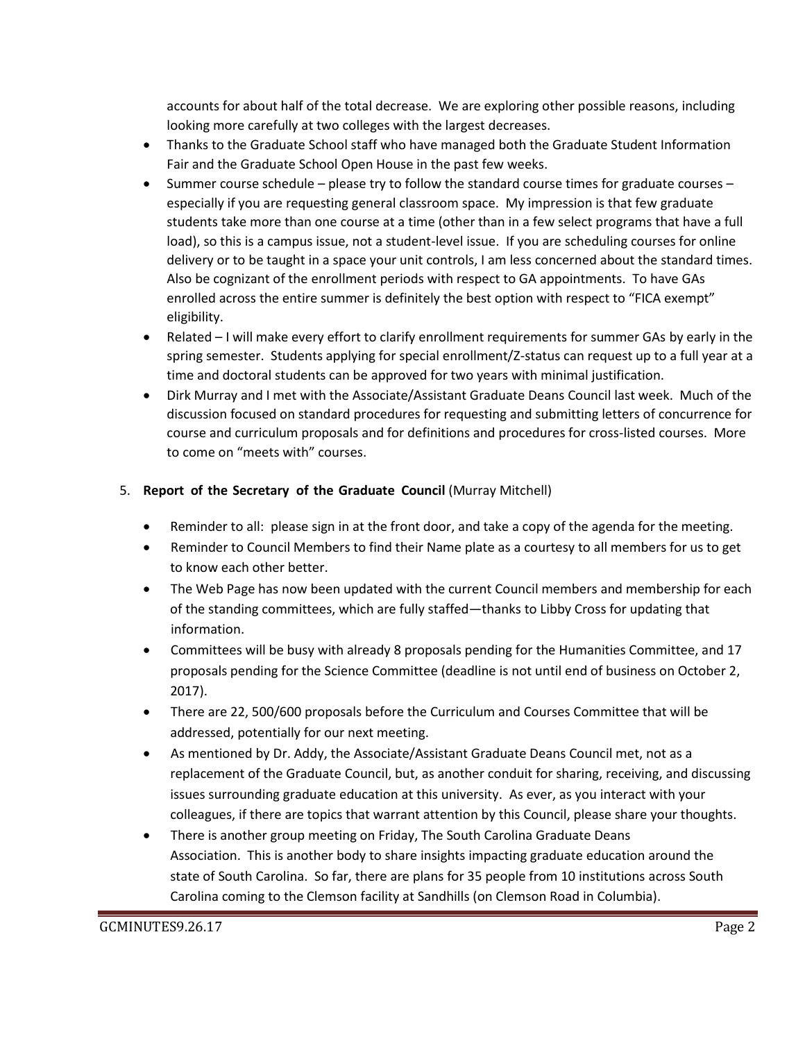accounts for about half of the total decrease. We are exploring other possible reasons, including looking more carefully at two colleges with the largest decreases.

- Thanks to the Graduate School staff who have managed both the Graduate Student Information Fair and the Graduate School Open House in the past few weeks.
- Summer course schedule – please try to follow the standard course times for graduate courses – especially if you are requesting general classroom space. My impression is that few graduate students take more than one course at a time (other than in a few select programs that have a full load), so this is a campus issue, not a student-level issue. If you are scheduling courses for online delivery or to be taught in a space your unit controls, I am less concerned about the standard times. Also be cognizant of the enrollment periods with respect to GA appointments. To have GAs enrolled across the entire summer is definitely the best option with respect to "FICA exempt" eligibility.
- Related – I will make every effort to clarify enrollment requirements for summer GAs by early in the spring semester. Students applying for special enrollment/Z-status can request up to a full year at a time and doctoral students can be approved for two years with minimal justification.
- Dirk Murray and I met with the Associate/Assistant Graduate Deans Council last week. Much of the discussion focused on standard procedures for requesting and submitting letters of concurrence for course and curriculum proposals and for definitions and procedures for cross-listed courses. More to come on "meets with" courses.

5. **Report of the Secretary of the Graduate Council** (Murray Mitchell)

- Reminder to all: please sign in at the front door, and take a copy of the agenda for the meeting.
- Reminder to Council Members to find their Name plate as a courtesy to all members for us to get to know each other better.
- The Web Page has now been updated with the current Council members and membership for each of the standing committees, which are fully staffed—thanks to Libby Cross for updating that information.
- Committees will be busy with already 8 proposals pending for the Humanities Committee, and 17 proposals pending for the Science Committee (deadline is not until end of business on October 2, 2017).
- There are 22, 500/600 proposals before the Curriculum and Courses Committee that will be addressed, potentially for our next meeting.
- As mentioned by Dr. Addy, the Associate/Assistant Graduate Deans Council met, not as a replacement of the Graduate Council, but, as another conduit for sharing, receiving, and discussing issues surrounding graduate education at this university. As ever, as you interact with your colleagues, if there are topics that warrant attention by this Council, please share your thoughts.
- There is another group meeting on Friday, The South Carolina Graduate Deans Association. This is another body to share insights impacting graduate education around the state of South Carolina. So far, there are plans for 35 people from 10 institutions across South Carolina coming to the Clemson facility at Sandhills (on Clemson Road in Columbia).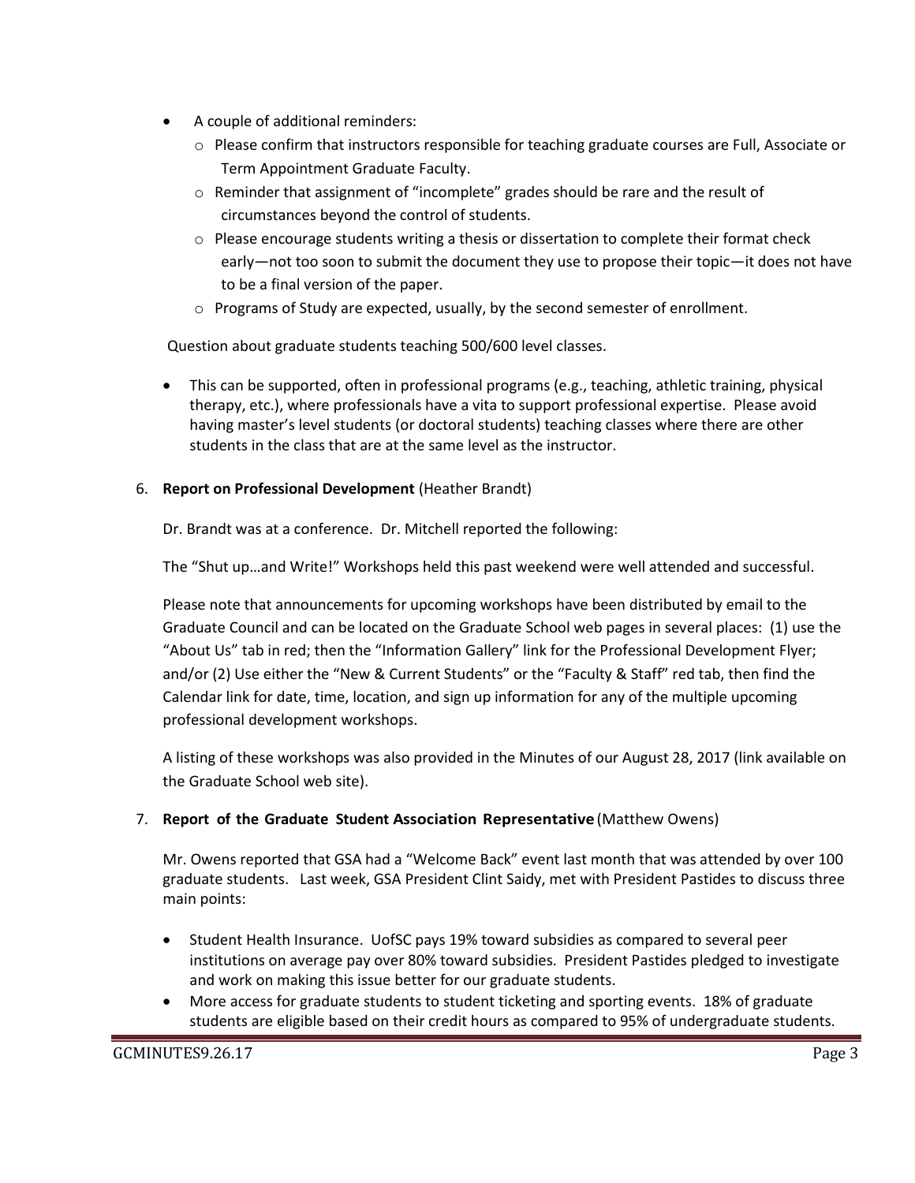- A couple of additional reminders:
  - Please confirm that instructors responsible for teaching graduate courses are Full, Associate or Term Appointment Graduate Faculty.
  - Reminder that assignment of "incomplete" grades should be rare and the result of circumstances beyond the control of students.
  - Please encourage students writing a thesis or dissertation to complete their format check early—not too soon to submit the document they use to propose their topic—it does not have to be a final version of the paper.
  - Programs of Study are expected, usually, by the second semester of enrollment.

Question about graduate students teaching 500/600 level classes.

- This can be supported, often in professional programs (e.g., teaching, athletic training, physical therapy, etc.), where professionals have a vita to support professional expertise. Please avoid having master's level students (or doctoral students) teaching classes where there are other students in the class that are at the same level as the instructor.

6. **Report on Professional Development** (Heather Brandt)

   Dr. Brandt was at a conference. Dr. Mitchell reported the following:

   The "Shut up…and Write!" Workshops held this past weekend were well attended and successful.

   Please note that announcements for upcoming workshops have been distributed by email to the Graduate Council and can be located on the Graduate School web pages in several places: (1) use the "About Us" tab in red; then the "Information Gallery" link for the Professional Development Flyer; and/or (2) Use either the "New & Current Students" or the "Faculty & Staff" red tab, then find the Calendar link for date, time, location, and sign up information for any of the multiple upcoming professional development workshops.

   A listing of these workshops was also provided in the Minutes of our August 28, 2017 (link available on the Graduate School web site).

7. **Report of the Graduate Student Association Representative** (Matthew Owens)

   Mr. Owens reported that GSA had a "Welcome Back" event last month that was attended by over 100 graduate students. Last week, GSA President Clint Saidy, met with President Pastides to discuss three main points:

   - Student Health Insurance. UofSC pays 19% toward subsidies as compared to several peer institutions on average pay over 80% toward subsidies. President Pastides pledged to investigate and work on making this issue better for our graduate students.
   - More access for graduate students to student ticketing and sporting events. 18% of graduate students are eligible based on their credit hours as compared to 95% of undergraduate students.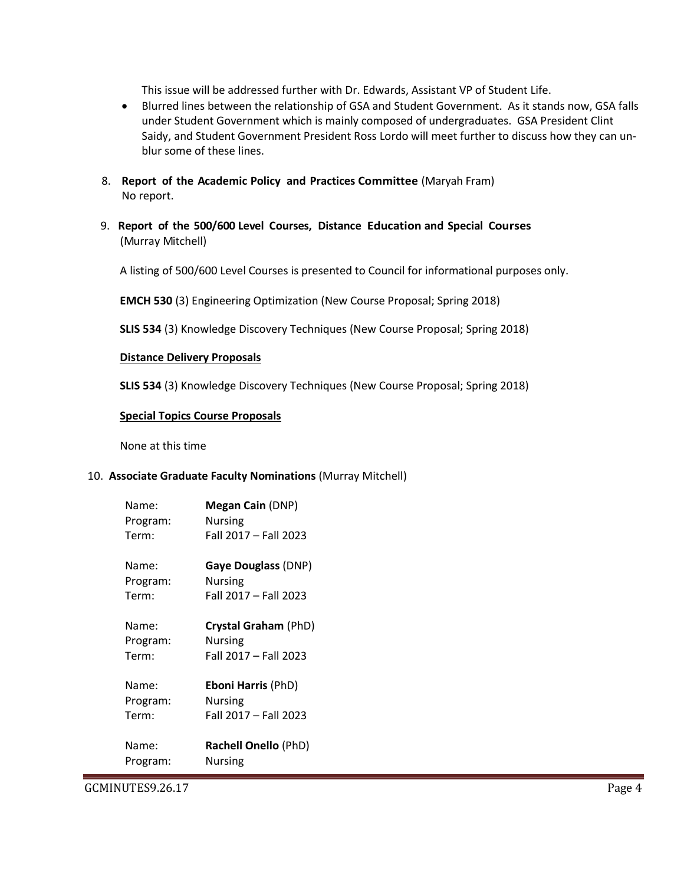This issue will be addressed further with Dr. Edwards, Assistant VP of Student Life.

- Blurred lines between the relationship of GSA and Student Government. As it stands now, GSA falls under Student Government which is mainly composed of undergraduates. GSA President Clint Saidy, and Student Government President Ross Lordo will meet further to discuss how they can un-blur some of these lines.

8. **Report of the Academic Policy and Practices Committee** (Maryah Fram)
   No report.

9. **Report of the 500/600 Level Courses, Distance Education and Special Courses** (Murray Mitchell)

   A listing of 500/600 Level Courses is presented to Council for informational purposes only.

   **EMCH 530** (3) Engineering Optimization (New Course Proposal; Spring 2018)

   **SLIS 534** (3) Knowledge Discovery Techniques (New Course Proposal; Spring 2018)

   **Distance Delivery Proposals**

   **SLIS 534** (3) Knowledge Discovery Techniques (New Course Proposal; Spring 2018)

   **Special Topics Course Proposals**

   None at this time

10. **Associate Graduate Faculty Nominations** (Murray Mitchell)

    Name: **Megan Cain** (DNP)
    Program: Nursing
    Term: Fall 2017 – Fall 2023

    Name: **Gaye Douglass** (DNP)
    Program: Nursing
    Term: Fall 2017 – Fall 2023

    Name: **Crystal Graham** (PhD)
    Program: Nursing
    Term: Fall 2017 – Fall 2023

    Name: **Eboni Harris** (PhD)
    Program: Nursing
    Term: Fall 2017 – Fall 2023

    Name: **Rachell Onello** (PhD)
    Program: Nursing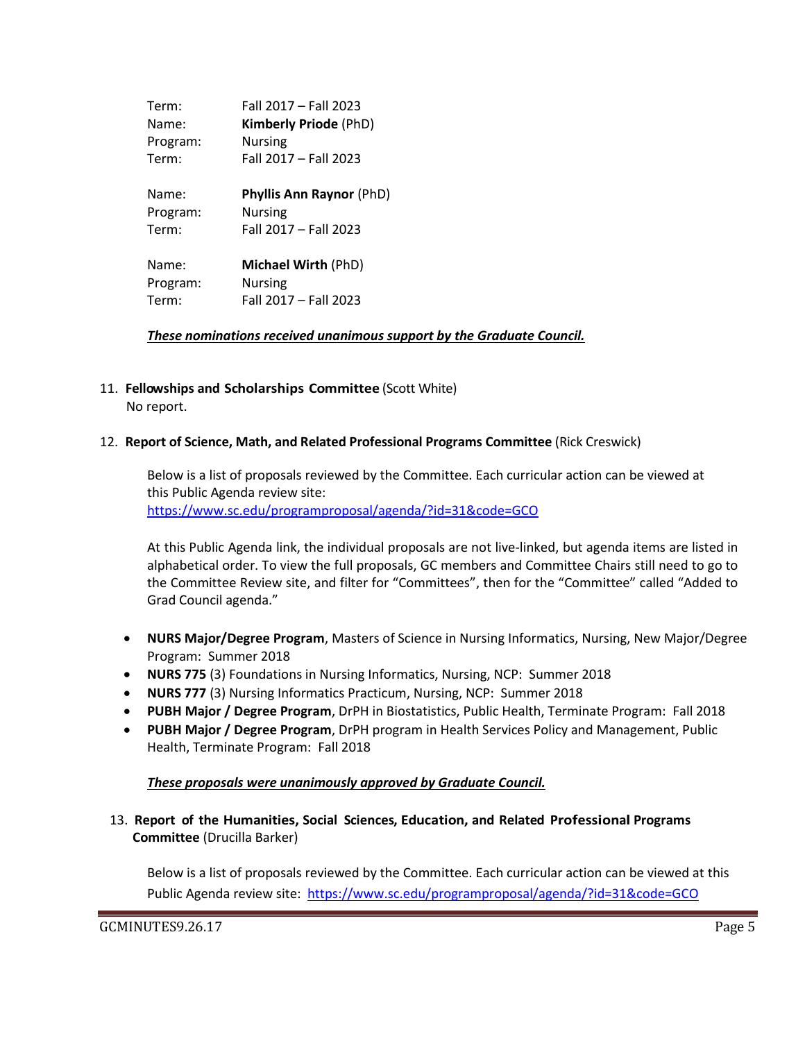Term: Fall 2017 – Fall 2023
Name: **Kimberly Priode** (PhD)
Program: Nursing
Term: Fall 2017 – Fall 2023

Name: **Phyllis Ann Raynor** (PhD)
Program: Nursing
Term: Fall 2017 – Fall 2023

Name: **Michael Wirth** (PhD)
Program: Nursing
Term: Fall 2017 – Fall 2023

***These nominations received unanimous support by the Graduate Council.***

11. **Fellowships and Scholarships Committee** (Scott White)
    No report.

12. **Report of Science, Math, and Related Professional Programs Committee** (Rick Creswick)

    Below is a list of proposals reviewed by the Committee. Each curricular action can be viewed at this Public Agenda review site:
    https://www.sc.edu/programproposal/agenda/?id=31&code=GCO

    At this Public Agenda link, the individual proposals are not live-linked, but agenda items are listed in alphabetical order. To view the full proposals, GC members and Committee Chairs still need to go to the Committee Review site, and filter for "Committees", then for the "Committee" called "Added to Grad Council agenda."

    - **NURS Major/Degree Program**, Masters of Science in Nursing Informatics, Nursing, New Major/Degree Program: Summer 2018
    - **NURS 775** (3) Foundations in Nursing Informatics, Nursing, NCP: Summer 2018
    - **NURS 777** (3) Nursing Informatics Practicum, Nursing, NCP: Summer 2018
    - **PUBH Major / Degree Program**, DrPH in Biostatistics, Public Health, Terminate Program: Fall 2018
    - **PUBH Major / Degree Program**, DrPH program in Health Services Policy and Management, Public Health, Terminate Program: Fall 2018

    ***These proposals were unanimously approved by Graduate Council.***

13. **Report of the Humanities, Social Sciences, Education, and Related Professional Programs Committee** (Drucilla Barker)

    Below is a list of proposals reviewed by the Committee. Each curricular action can be viewed at this Public Agenda review site: https://www.sc.edu/programproposal/agenda/?id=31&code=GCO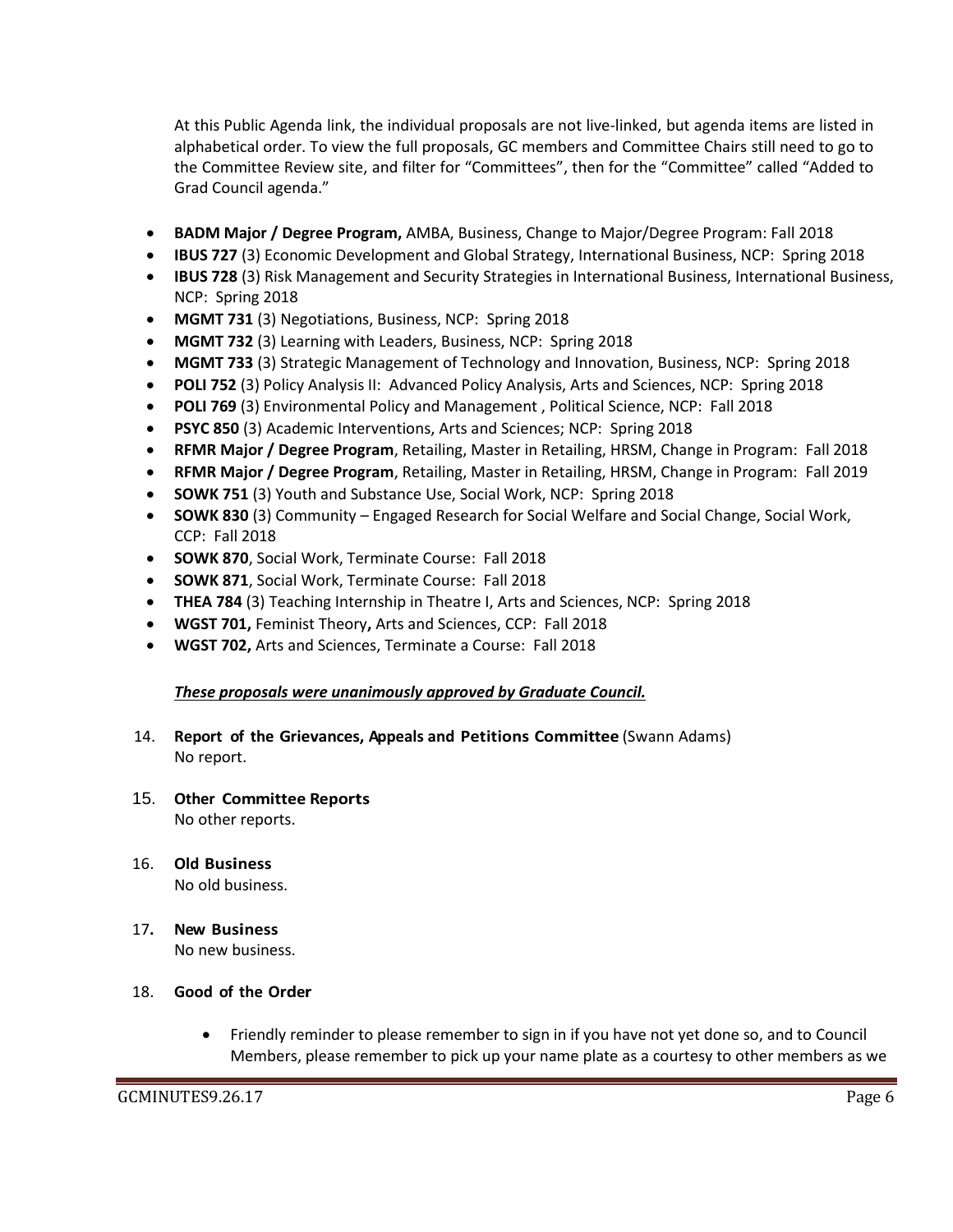At this Public Agenda link, the individual proposals are not live-linked, but agenda items are listed in alphabetical order. To view the full proposals, GC members and Committee Chairs still need to go to the Committee Review site, and filter for "Committees", then for the "Committee" called "Added to Grad Council agenda."

- **BADM Major / Degree Program,** AMBA, Business, Change to Major/Degree Program: Fall 2018
- **IBUS 727** (3) Economic Development and Global Strategy, International Business, NCP: Spring 2018
- **IBUS 728** (3) Risk Management and Security Strategies in International Business, International Business, NCP: Spring 2018
- **MGMT 731** (3) Negotiations, Business, NCP: Spring 2018
- **MGMT 732** (3) Learning with Leaders, Business, NCP: Spring 2018
- **MGMT 733** (3) Strategic Management of Technology and Innovation, Business, NCP: Spring 2018
- **POLI 752** (3) Policy Analysis II: Advanced Policy Analysis, Arts and Sciences, NCP: Spring 2018
- **POLI 769** (3) Environmental Policy and Management , Political Science, NCP: Fall 2018
- **PSYC 850** (3) Academic Interventions, Arts and Sciences; NCP: Spring 2018
- **RFMR Major / Degree Program**, Retailing, Master in Retailing, HRSM, Change in Program: Fall 2018
- **RFMR Major / Degree Program**, Retailing, Master in Retailing, HRSM, Change in Program: Fall 2019
- **SOWK 751** (3) Youth and Substance Use, Social Work, NCP: Spring 2018
- **SOWK 830** (3) Community – Engaged Research for Social Welfare and Social Change, Social Work, CCP: Fall 2018
- **SOWK 870**, Social Work, Terminate Course: Fall 2018
- **SOWK 871**, Social Work, Terminate Course: Fall 2018
- **THEA 784** (3) Teaching Internship in Theatre I, Arts and Sciences, NCP: Spring 2018
- **WGST 701,** Feminist Theory**,** Arts and Sciences, CCP: Fall 2018
- **WGST 702,** Arts and Sciences, Terminate a Course: Fall 2018

***<u>These proposals were unanimously approved by Graduate Council.</u>***

14. **Report of the Grievances, Appeals and Petitions Committee** (Swann Adams)
    No report.

15. **Other Committee Reports**
    No other reports.

16. **Old Business**
    No old business.

17. **New Business**
    No new business.

18. **Good of the Order**

    - Friendly reminder to please remember to sign in if you have not yet done so, and to Council Members, please remember to pick up your name plate as a courtesy to other members as we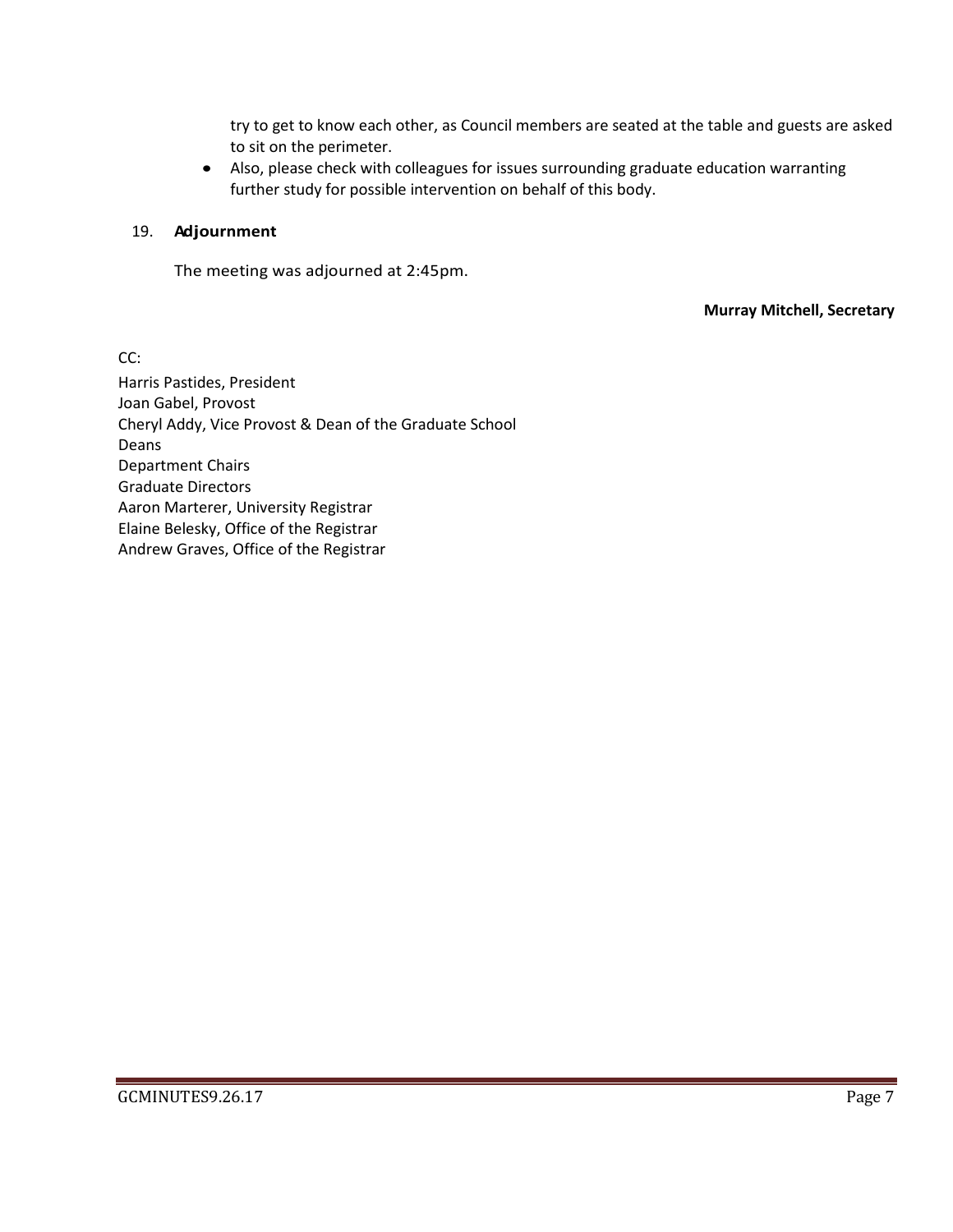try to get to know each other, as Council members are seated at the table and guests are asked to sit on the perimeter.

- Also, please check with colleagues for issues surrounding graduate education warranting further study for possible intervention on behalf of this body.

19. **Adjournment**

The meeting was adjourned at 2:45pm.

**Murray Mitchell, Secretary**

CC:

Harris Pastides, President
Joan Gabel, Provost
Cheryl Addy, Vice Provost & Dean of the Graduate School
Deans
Department Chairs
Graduate Directors
Aaron Marterer, University Registrar
Elaine Belesky, Office of the Registrar
Andrew Graves, Office of the Registrar